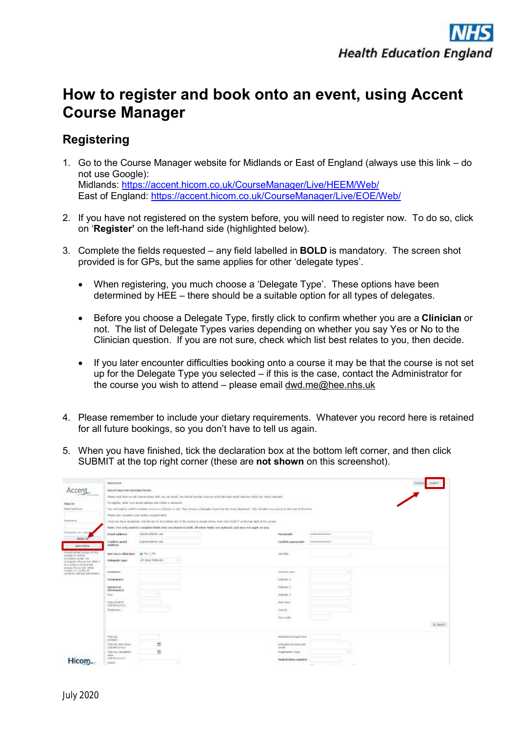# How to register and book onto an event, using Accent Course Manager

## Registering

1. Go to the Course Manager website for Midlands or East of England (always use this link – do not use Google):
   Midlands: https://accent.hicom.co.uk/CourseManager/Live/HEEM/Web/
   East of England: https://accent.hicom.co.uk/CourseManager/Live/EOE/Web/

2. If you have not registered on the system before, you will need to register now. To do so, click on '**Register'** on the left-hand side (highlighted below).

3. Complete the fields requested – any field labelled in **BOLD** is mandatory. The screen shot provided is for GPs, but the same applies for other 'delegate types'.

   - When registering, you much choose a 'Delegate Type'. These options have been determined by HEE – there should be a suitable option for all types of delegates.

   - Before you choose a Delegate Type, firstly click to confirm whether you are a **Clinician** or not. The list of Delegate Types varies depending on whether you say Yes or No to the Clinician question. If you are not sure, check which list best relates to you, then decide.

   - If you later encounter difficulties booking onto a course it may be that the course is not set up for the Delegate Type you selected – if this is the case, contact the Administrator for the course you wish to attend – please email dwd.me@hee.nhs.uk

4. Please remember to include your dietary requirements. Whatever you record here is retained for all future bookings, so you don't have to tell us again.

5. When you have finished, tick the declaration box at the bottom left corner, and then click SUBMIT at the top right corner (these are **not shown** on this screenshot).

July 2020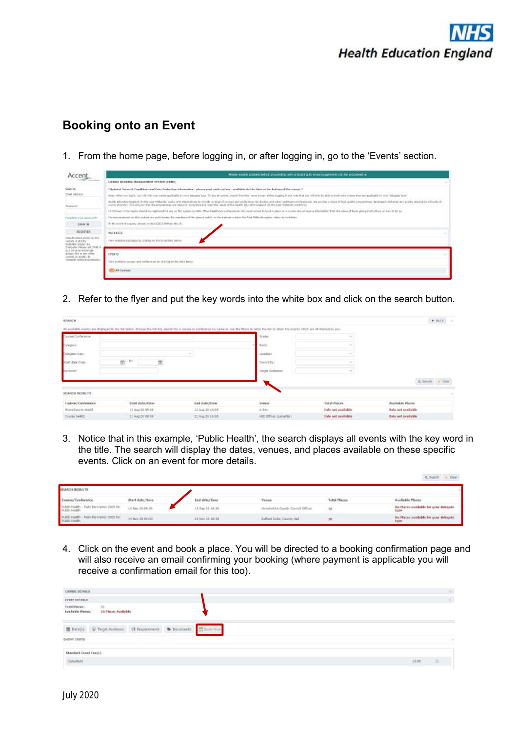## Booking onto an Event

1. From the home page, before logging in, or after logging in, go to the 'Events' section.

2. Refer to the flyer and put the key words into the white box and click on the search button.

3. Notice that in this example, 'Public Health', the search displays all events with the key word in the title. The search will display the dates, venues, and places available on these specific events. Click on an event for more details.

4. Click on the event and book a place. You will be directed to a booking confirmation page and will also receive an email confirming your booking (where payment is applicable you will receive a confirmation email for this too).

July 2020